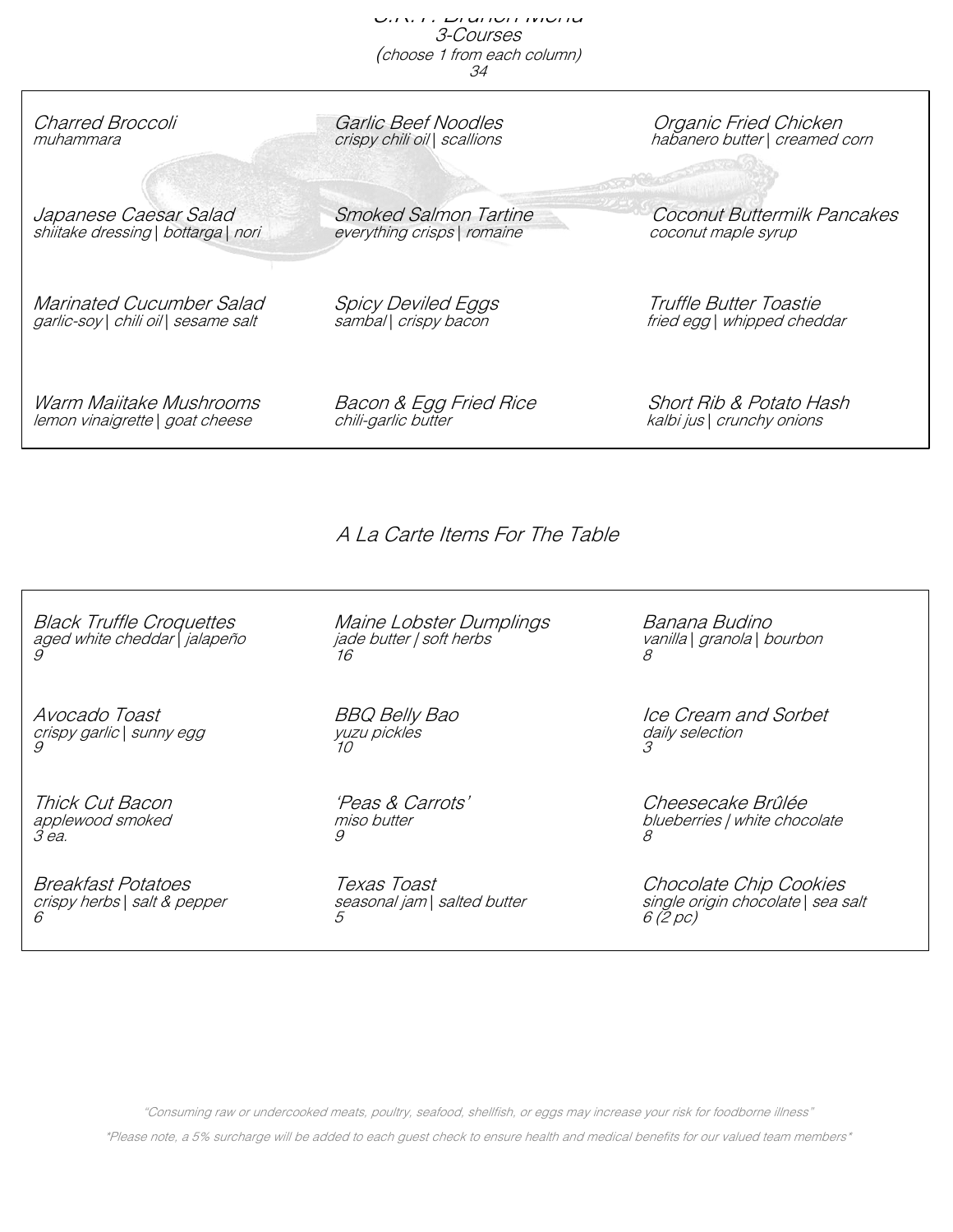# S.K.Y. Brunch Menu

3-Courses

(choose 1 from each column)

34

| | | |
|---|---|---|
| *Charred Broccoli*<br>*muhammara* | *Garlic Beef Noodles*<br>*crispy chili oil \| scallions* | *Organic Fried Chicken*<br>*habanero butter \| creamed corn* |
| *Japanese Caesar Salad*<br>*shiitake dressing \| bottarga \| nori* | *Smoked Salmon Tartine*<br>*everything crisps \| romaine* | *Coconut Buttermilk Pancakes*<br>*coconut maple syrup* |
| *Marinated Cucumber Salad*<br>*garlic-soy \| chili oil \| sesame salt* | *Spicy Deviled Eggs*<br>*sambal \| crispy bacon* | *Truffle Butter Toastie*<br>*fried egg \| whipped cheddar* |
| *Warm Maiitake Mushrooms*<br>*lemon vinaigrette \| goat cheese* | *Bacon & Egg Fried Rice*<br>*chili-garlic butter* | *Short Rib & Potato Hash*<br>*kalbi jus \| crunchy onions* |

## A La Carte Items For The Table

| | | |
|---|---|---|
| *Black Truffle Croquettes*<br>*aged white cheddar \| jalapeño*<br>*9* | *Maine Lobster Dumplings*<br>*jade butter \| soft herbs*<br>*16* | *Banana Budino*<br>*vanilla \| granola \| bourbon*<br>*8* |
| *Avocado Toast*<br>*crispy garlic \| sunny egg*<br>*9* | *BBQ Belly Bao*<br>*yuzu pickles*<br>*10* | *Ice Cream and Sorbet*<br>*daily selection*<br>*3* |
| *Thick Cut Bacon*<br>*applewood smoked*<br>*3 ea.* | *'Peas & Carrots'*<br>*miso butter*<br>*9* | *Cheesecake Brûlée*<br>*blueberries \| white chocolate*<br>*8* |
| *Breakfast Potatoes*<br>*crispy herbs \| salt & pepper*<br>*6* | *Texas Toast*<br>*seasonal jam \| salted butter*<br>*5* | *Chocolate Chip Cookies*<br>*single origin chocolate \| sea salt*<br>*6 (2 pc)* |

*"Consuming raw or undercooked meats, poultry, seafood, shellfish, or eggs may increase your risk for foodborne illness"*

*\*Please note, a 5% surcharge will be added to each guest check to ensure health and medical benefits for our valued team members\**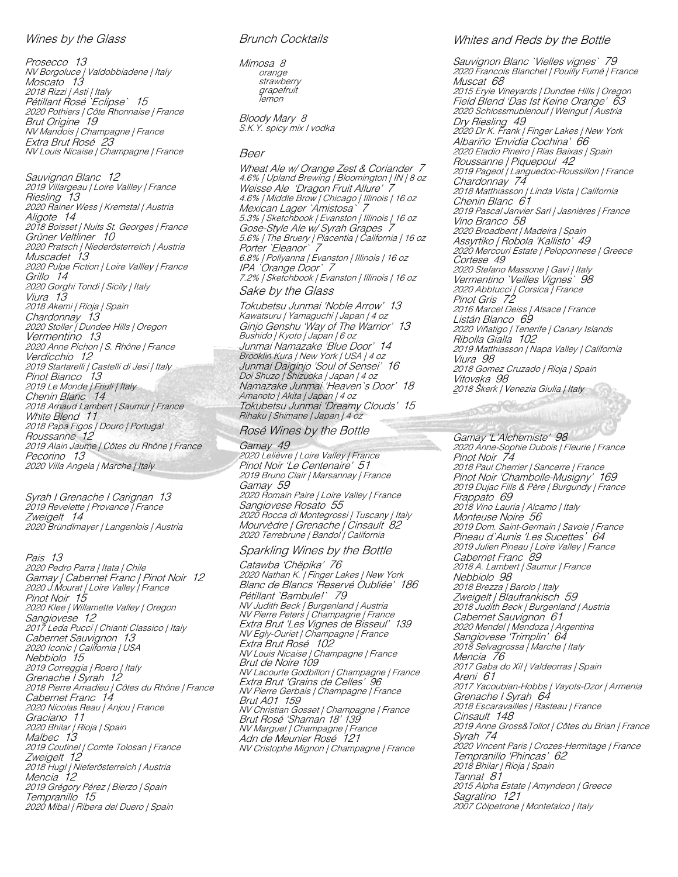## Wines by the Glass

*Prosecco 13*
*NV Borgoluce | Valdobbiadene | Italy*
*Moscato 13*
*2018 Rizzi | Asti | Italy*
*Pétillant Rosé `Eclipse` 15*
*2020 Pothiers | Côte Rhonnaise | France*
*Brut Origine 19*
*NV Mandois | Champagne | France*
*Extra Brut Rosé 23*
*NV Louis Nicaise | Champagne | France*

*Sauvignon Blanc 12*
*2019 Villargeau | Loire Vallley | France*
*Riesling 13*
*2020 Rainer Wess | Kremstal | Austria*
*Aligote 14*
*2018 Boisset | Nuits St. Georges | France*
*Grüner Veltliner 10*
*2020 Pratsch | Niederösterreich | Austria*
*Muscadet 13*
*2020 Pulpe Fiction | Loire Vallley | France*
*Grillo 14*
*2020 Gorghi Tondi | Sicily | Italy*
*Viura 13*
*2018 Akemi | Rioja | Spain*
*Chardonnay 13*
*2020 Stoller | Dundee Hills | Oregon*
*Vermentino 13*
*2020 Anne Pichon | S. Rhône | France*
*Verdicchio 12*
*2019 Startarelli | Castelli di Jesi | Italy*
*Pinot Bianco 13*
*2019 Le Monde | Friuli | Italy*
*Chenin Blanc 14*
*2018 Arnaud Lambert | Saumur | France*
*White Blend 11*
*2018 Papa Figos | Douro | Portugal*
*Roussanne 12*
*2019 Alain Jaume | Côtes du Rhône | France*
*Pecorino 13*
*2020 Villa Angela | Marche | Italy*

*Syrah I Grenache I Carignan 13*
*2019 Revelette | Provance | France*
*Zweigelt 14*
*2020 Bründlmayer | Langenlois | Austria*

*Pais 13*
*2020 Pedro Parra | Itata | Chile*
*Gamay | Cabernet Franc | Pinot Noir 12*
*2020 J.Mourat | Loire Valley | France*
*Pinot Noir 15*
*2020 Klee | Willamette Valley | Oregon*
*Sangiovese 12*
*2017 Leda Pucci | Chianti Classico | Italy*
*Cabernet Sauvignon 13*
*2020 Iconic | California | USA*
*Nebbiolo 15*
*2019 Correggia | Roero | Italy*
*Grenache I Syrah 12*
*2018 Pierre Amadieu | Côtes du Rhône | France*
*Cabernet Franc 14*
*2020 Nicolas Reau | Anjou | France*
*Graciano 11*
*2020 Bhilar | Rioja | Spain*
*Malbec 13*
*2019 Coutinel | Comte Tolosan | France*
*Zweigelt 12*
*2018 Hugl | Nieferösterreich | Austria*
*Mencia 12*
*2019 Grégory Pérez | Bierzo | Spain*
*Tempranillo 15*
*2020 Mibal | Ribera del Duero | Spain*

## Brunch Cocktails

*Mimosa 8*
*orange*
*strawberry*
*grapefruit*
*lemon*

*Bloody Mary 8*
*S.K.Y. spicy mix I vodka*

## Beer

*Wheat Ale w/ Orange Zest & Coriander 7*
*4.6% | Upland Brewing | Bloomington | IN | 8 oz*
*Weisse Ale 'Dragon Fruit Allure' 7*
*4.6% | Middle Brow | Chicago | Illinois | 16 oz*
*Mexican Lager `Amistosa` 7*
*5.3% | Sketchbook | Evanston | Illinois | 16 oz*
*Gose-Style Ale w/ Syrah Grapes 7*
*5.6% | The Bruery | Placentia | California | 16 oz*
*Porter `Eleanor` 7*
*6.8% | Pollyanna | Evanston | Illinois | 16 oz*
*IPA `Orange Door` 7*
*7.2% | Sketchbook | Evanston | Illinois | 16 oz*

## Sake by the Glass

*Tokubetsu Junmai 'Noble Arrow' 13*
*Kawatsuru | Yamaguchi | Japan | 4 oz*
*Ginjo Genshu 'Way of The Warrior' 13*
*Bushido | Kyoto | Japan | 6 oz*
*Junmai Namazake 'Blue Door' 14*
*Brooklin Kura | New York | USA | 4 oz*
*Junmai Daiginjo 'Soul of Sensei' 16*
*Doi Shuzo | Shizuoka | Japan | 4 oz*
*Namazake Junmai 'Heaven`s Door' 18*
*Amanoto | Akita | Japan | 4 oz*
*Tokubetsu Junmai 'Dreamy Clouds' 15*
*Rihaku | Shimane | Japan | 4 oz*

## Rosé Wines by the Bottle

*Gamay 49*
*2020 Lelièvre | Loire Valley | France*
*Pinot Noir 'Le Centenaire' 51*
*2019 Bruno Clair | Marsannay | France*
*Gamay 59*
*2020 Romain Paire | Loire Valley | France*
*Sangiovese Rosato 55*
*2020 Rocca di Montegrossi | Tuscany | Italy*
*Mourvèdre | Grenache | Cinsault 82*
*2020 Terrebrune | Bandol | California*

## Sparkling Wines by the Bottle

*Catawba 'Chëpika' 76*
*2020 Nathan K. | Finger Lakes | New York*
*Blanc de Blancs 'Reservé Oubliée' 186*
*Pétillant `Bambule!` 79*
*NV Judith Beck | Burgenland | Austria*
*NV Pierre Peters | Champagne | France*
*Extra Brut 'Les Vignes de Bisseul' 139*
*NV Egly-Ouriet | Champagne | France*
*Extra Brut Rosé 102*
*NV Louis Nicaise | Champagne | France*
*Brut de Noire 109*
*NV Lacourte Godbillon | Champagne | France*
*Extra Brut 'Grains de Celles' 96*
*NV Pierre Gerbais | Champagne | France*
*Brut A01 159*
*NV Christian Gosset | Champagne | France*
*Brut Rosé 'Shaman 18' 139*
*NV Marguet | Champagne | France*
*Adn de Meunier Rosé 121*
*NV Cristophe Mignon | Champagne | France*

## Whites and Reds by the Bottle

*Sauvignon Blanc `Vielles vignes` 79*
*2020 Francois Blanchet | Pouilly Fumé | France*
*Muscat 68*
*2015 Eryie Vineyards | Dundee Hills | Oregon*
*Field Blend 'Das Ist Keine Orange' 63*
*2020 Schlossmublenouf | Weingut | Austria*
*Dry Riesling 49*
*2020 Dr K. Frank | Finger Lakes | New York*
*Albariño 'Envidia Cochina' 66*
*2020 Eladio Pineiro | Rias Baixas | Spain*
*Roussanne | Piquepoul 42*
*2019 Pageot | Languedoc-Roussillon | France*
*Chardonnay 74*
*2018 Matthiasson | Linda Vista | California*
*Chenin Blanc 61*
*2019 Pascal Janvier Sarl | Jasnières | France*
*Vino Branco 58*
*2020 Broadbent | Madeira | Spain*
*Assyrtiko | Robola 'Kallisto' 49*
*2020 Mercouri Estate | Peloponnese | Greece*
*Cortese 49*
*2020 Stefano Massone | Gavi | Italy*
*Vermentino `Veilles Vignes` 98*
*2020 Abbtucci | Corsica | France*
*Pinot Gris 72*
*2016 Marcel Deiss | Alsace | France*
*Listán Blanco 69*
*2020 Viñatigo | Tenerife | Canary Islands*
*Ribolla Gialla 102*
*2019 Matthiasson | Napa Valley | California*
*Viura 98*
*2018 Gomez Cruzado | Rioja | Spain*
*Vitovska 98*
*2018 Škerk | Venezia Giulia | Italy*

*Gamay 'L'Alchemiste' 98*
*2020 Anne-Sophie Dubois | Fleurie | France*
*Pinot Noir 74*
*2018 Paul Cherrier | Sancerre | France*
*Pinot Noir 'Chambolle-Musigny' 169*
*2019 Dujac Fills & Père | Burgundy | France*
*Frappato 69*
*2018 Vino Lauria | Alcamo | Italy*
*Monteuse Noire 56*
*2019 Dom. Saint-Germain | Savoie | France*
*Pineau d`Aunis 'Les Sucettes' 64*
*2019 Julien Pineau | Loire Valley | France*
*Cabernet Franc 89*
*2018 A. Lambert | Saumur | France*
*Nebbiolo 98*
*2018 Brezza | Barolo | Italy*
*Zweigelt | Blaufrankisch 59*
*2018 Judith Beck | Burgenland | Austria*
*Cabernet Sauvignon 61*
*2020 Mendel | Mendoza | Argentina*
*Sangiovese 'Trimplin' 64*
*2018 Selvagrossa | Marche | Italy*
*Mencia 76*
*2017 Gaba do Xil | Valdeorras | Spain*
*Areni 61*
*2017 Yacoubian-Hobbs | Vayots-Dzor | Armenia*
*Grenache I Syrah 64*
*2018 Escaravailles | Rasteau | France*
*Cinsault 148*
*2019 Anne Gross&Tollot | Côtes du Brian | France*
*Syrah 74*
*2020 Vincent Paris | Crozes-Hermitage | France*
*Tempranillo 'Phincas' 62*
*2018 Bhilar | Rioja | Spain*
*Tannat 81*
*2015 Alpha Estate | Amyndeon | Greece*
*Sagratino 121*
*2007 Còlpetrone | Montefalco | Italy*